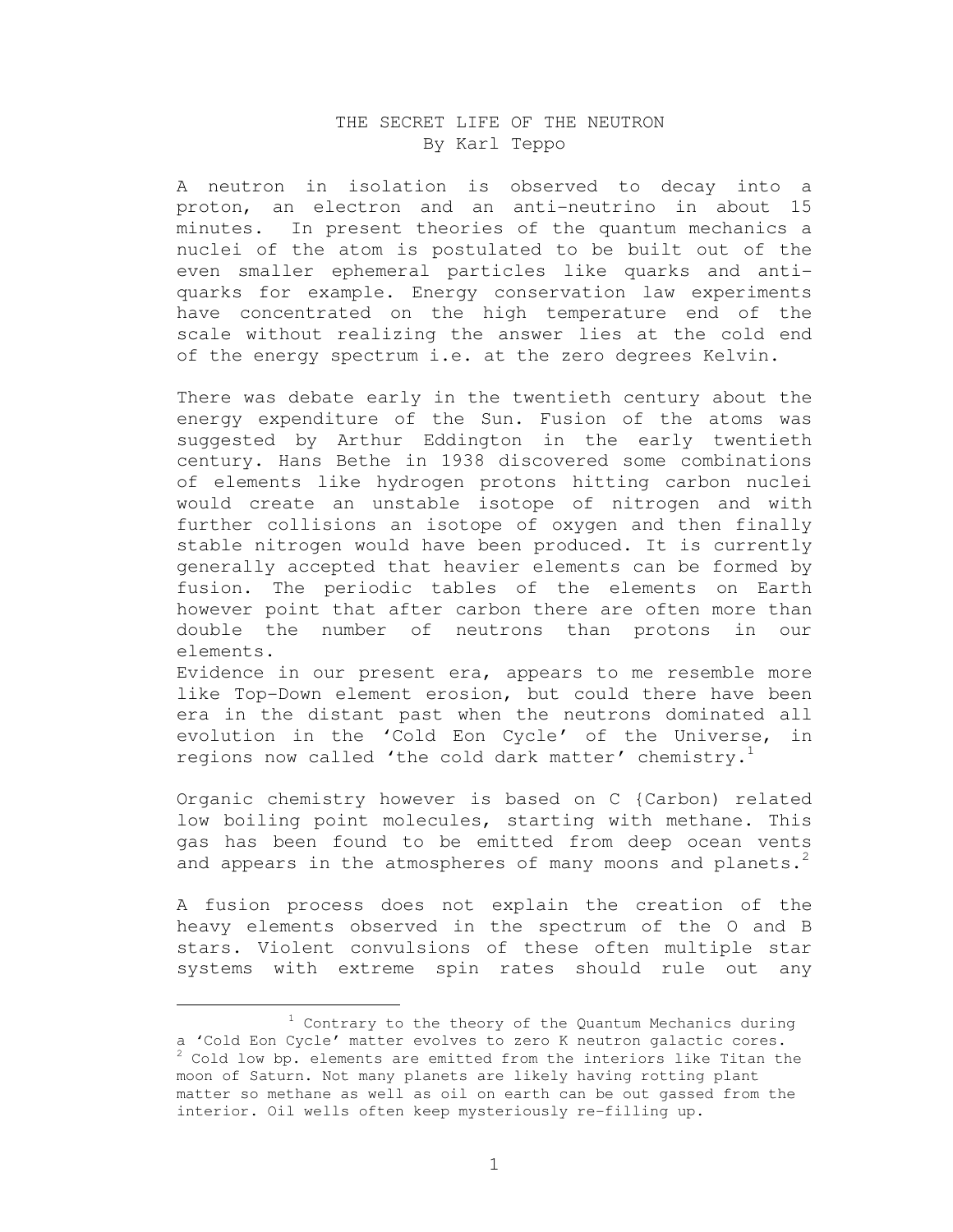# THE SECRET LIFE OF THE NEUTRON

By Karl Teppo

A neutron in isolation is observed to decay into a proton, an electron and an anti-neutrino in about 15 minutes. In present theories of the quantum mechanics a nuclei of the atom is postulated to be built out of the even smaller ephemeral particles like quarks and anti-quarks for example. Energy conservation law experiments have concentrated on the high temperature end of the scale without realizing the answer lies at the cold end of the energy spectrum i.e. at the zero degrees Kelvin.

There was debate early in the twentieth century about the energy expenditure of the Sun. Fusion of the atoms was suggested by Arthur Eddington in the early twentieth century. Hans Bethe in 1938 discovered some combinations of elements like hydrogen protons hitting carbon nuclei would create an unstable isotope of nitrogen and with further collisions an isotope of oxygen and then finally stable nitrogen would have been produced. It is currently generally accepted that heavier elements can be formed by fusion. The periodic tables of the elements on Earth however point that after carbon there are often more than double the number of neutrons than protons in our elements.

Evidence in our present era, appears to me resemble more like Top-Down element erosion, but could there have been era in the distant past when the neutrons dominated all evolution in the 'Cold Eon Cycle' of the Universe, in regions now called 'the cold dark matter' chemistry.[1]

Organic chemistry however is based on C {Carbon) related low boiling point molecules, starting with methane. This gas has been found to be emitted from deep ocean vents and appears in the atmospheres of many moons and planets.[2]

A fusion process does not explain the creation of the heavy elements observed in the spectrum of the O and B stars. Violent convulsions of these often multiple star systems with extreme spin rates should rule out any

---

[1] Contrary to the theory of the Quantum Mechanics during a 'Cold Eon Cycle' matter evolves to zero K neutron galactic cores.

[2] Cold low bp. elements are emitted from the interiors like Titan the moon of Saturn. Not many planets are likely having rotting plant matter so methane as well as oil on earth can be out gassed from the interior. Oil wells often keep mysteriously re-filling up.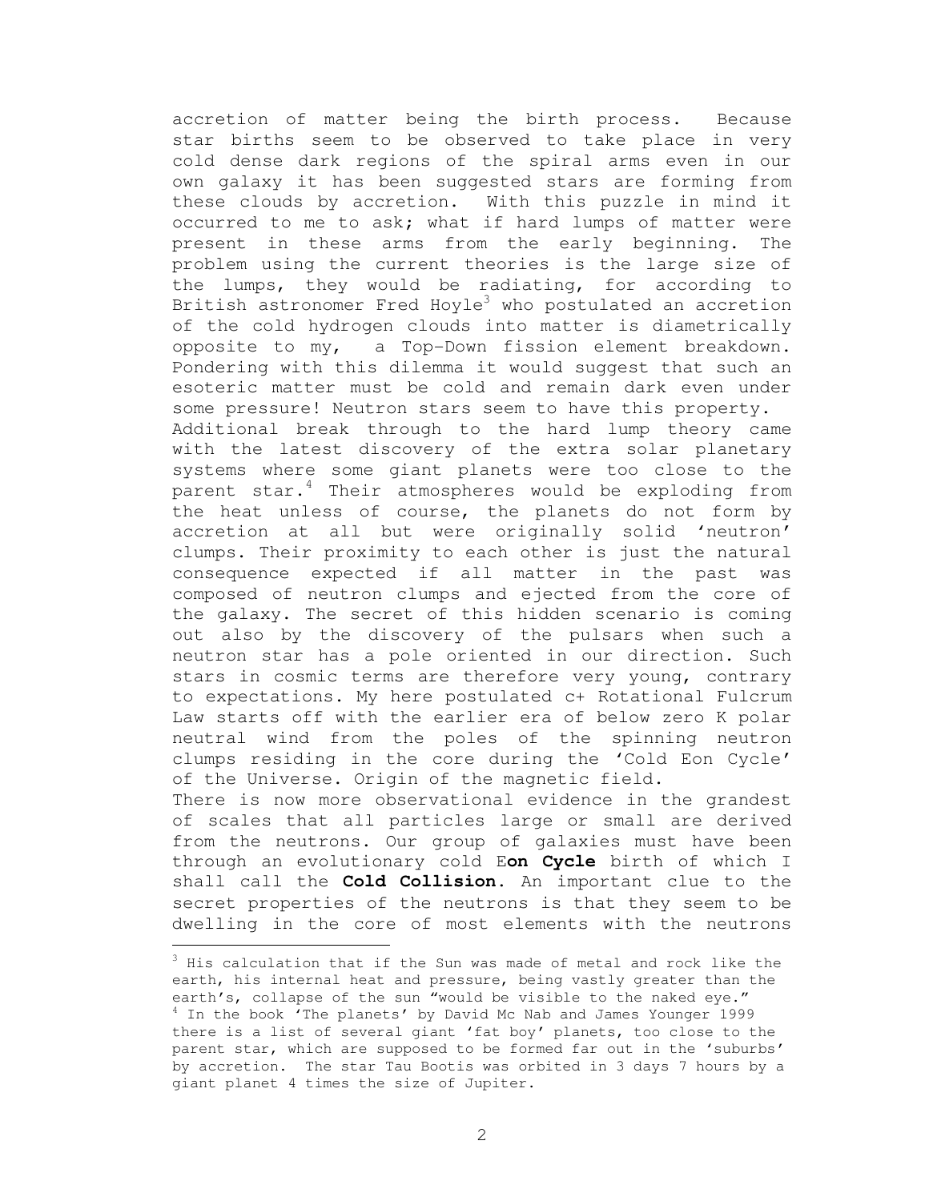accretion of matter being the birth process. Because star births seem to be observed to take place in very cold dense dark regions of the spiral arms even in our own galaxy it has been suggested stars are forming from these clouds by accretion. With this puzzle in mind it occurred to me to ask; what if hard lumps of matter were present in these arms from the early beginning. The problem using the current theories is the large size of the lumps, they would be radiating, for according to British astronomer Fred Hoyle[3] who postulated an accretion of the cold hydrogen clouds into matter is diametrically opposite to my, a Top-Down fission element breakdown. Pondering with this dilemma it would suggest that such an esoteric matter must be cold and remain dark even under some pressure! Neutron stars seem to have this property. Additional break through to the hard lump theory came with the latest discovery of the extra solar planetary systems where some giant planets were too close to the parent star.[4] Their atmospheres would be exploding from the heat unless of course, the planets do not form by accretion at all but were originally solid 'neutron' clumps. Their proximity to each other is just the natural consequence expected if all matter in the past was composed of neutron clumps and ejected from the core of the galaxy. The secret of this hidden scenario is coming out also by the discovery of the pulsars when such a neutron star has a pole oriented in our direction. Such stars in cosmic terms are therefore very young, contrary to expectations. My here postulated c+ Rotational Fulcrum Law starts off with the earlier era of below zero K polar neutral wind from the poles of the spinning neutron clumps residing in the core during the 'Cold Eon Cycle' of the Universe. Origin of the magnetic field.

There is now more observational evidence in the grandest of scales that all particles large or small are derived from the neutrons. Our group of galaxies must have been through an evolutionary cold E**on Cycle** birth of which I shall call the **Cold Collision**. An important clue to the secret properties of the neutrons is that they seem to be dwelling in the core of most elements with the neutrons

[3] His calculation that if the Sun was made of metal and rock like the earth, his internal heat and pressure, being vastly greater than the earth's, collapse of the sun "would be visible to the naked eye."

[4] In the book 'The planets' by David Mc Nab and James Younger 1999 there is a list of several giant 'fat boy' planets, too close to the parent star, which are supposed to be formed far out in the 'suburbs' by accretion. The star Tau Bootis was orbited in 3 days 7 hours by a giant planet 4 times the size of Jupiter.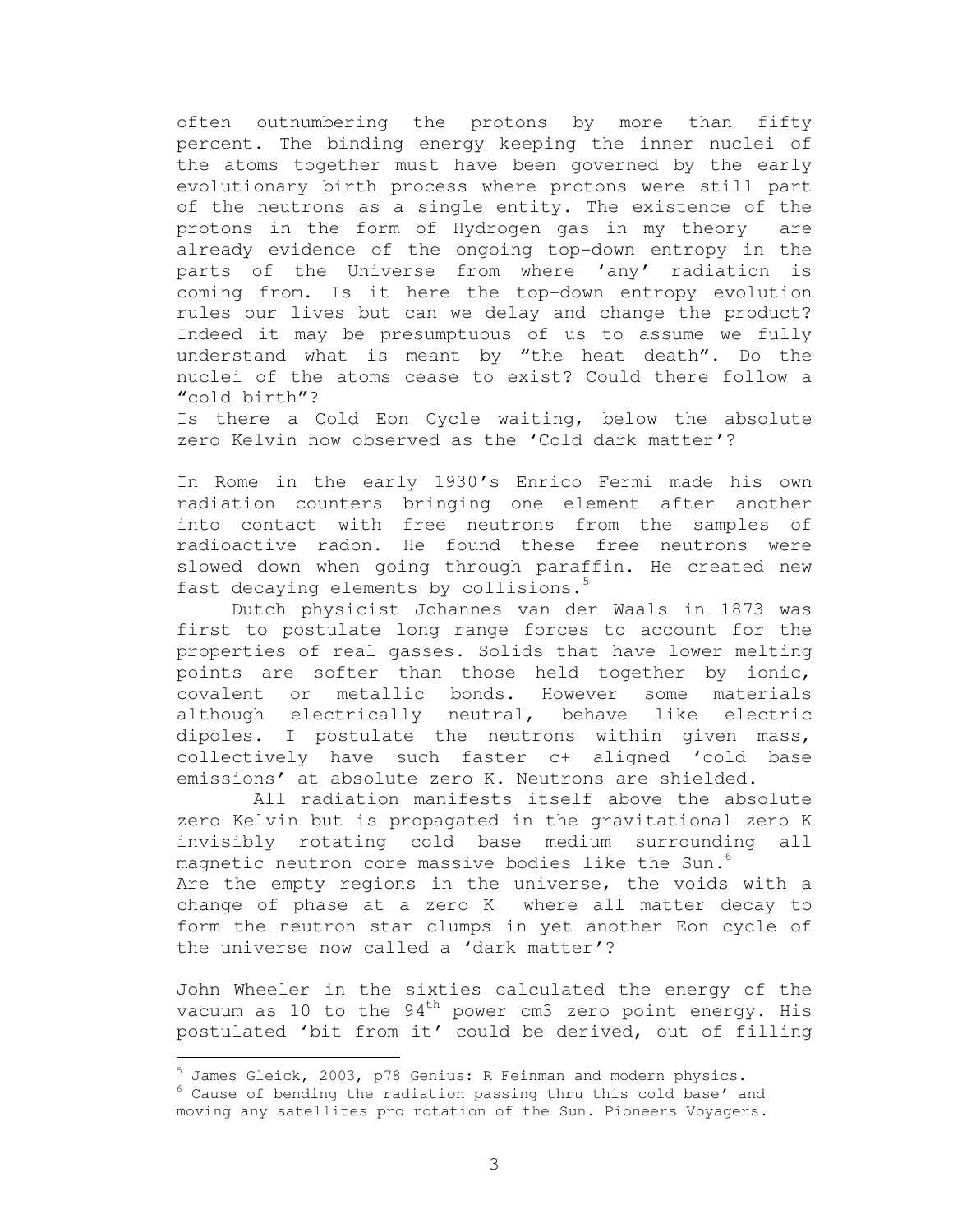often outnumbering the protons by more than fifty percent. The binding energy keeping the inner nuclei of the atoms together must have been governed by the early evolutionary birth process where protons were still part of the neutrons as a single entity. The existence of the protons in the form of Hydrogen gas in my theory are already evidence of the ongoing top-down entropy in the parts of the Universe from where 'any' radiation is coming from. Is it here the top-down entropy evolution rules our lives but can we delay and change the product? Indeed it may be presumptuous of us to assume we fully understand what is meant by "the heat death". Do the nuclei of the atoms cease to exist? Could there follow a "cold birth"?
Is there a Cold Eon Cycle waiting, below the absolute zero Kelvin now observed as the 'Cold dark matter'?

In Rome in the early 1930's Enrico Fermi made his own radiation counters bringing one element after another into contact with free neutrons from the samples of radioactive radon. He found these free neutrons were slowed down when going through paraffin. He created new fast decaying elements by collisions.[5]

Dutch physicist Johannes van der Waals in 1873 was first to postulate long range forces to account for the properties of real gasses. Solids that have lower melting points are softer than those held together by ionic, covalent or metallic bonds. However some materials although electrically neutral, behave like electric dipoles. I postulate the neutrons within given mass, collectively have such faster c+ aligned 'cold base emissions' at absolute zero K. Neutrons are shielded.

All radiation manifests itself above the absolute zero Kelvin but is propagated in the gravitational zero K invisibly rotating cold base medium surrounding all magnetic neutron core massive bodies like the Sun.[6]
Are the empty regions in the universe, the voids with a change of phase at a zero K where all matter decay to form the neutron star clumps in yet another Eon cycle of the universe now called a 'dark matter'?

John Wheeler in the sixties calculated the energy of the vacuum as 10 to the $94^{th}$ power cm3 zero point energy. His postulated 'bit from it' could be derived, out of filling

[5] James Gleick, 2003, p78 Genius: R Feinman and modern physics.
[6] Cause of bending the radiation passing thru this cold base' and moving any satellites pro rotation of the Sun. Pioneers Voyagers.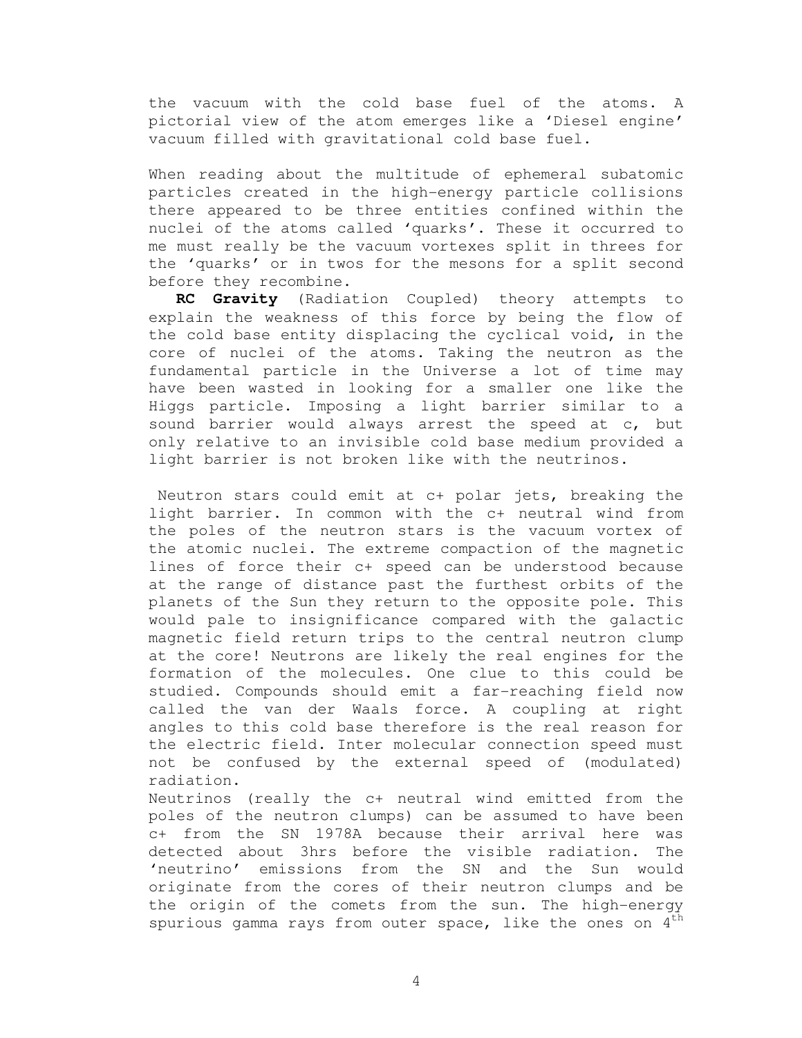the vacuum with the cold base fuel of the atoms. A pictorial view of the atom emerges like a 'Diesel engine' vacuum filled with gravitational cold base fuel.

When reading about the multitude of ephemeral subatomic particles created in the high-energy particle collisions there appeared to be three entities confined within the nuclei of the atoms called 'quarks'. These it occurred to me must really be the vacuum vortexes split in threes for the 'quarks' or in twos for the mesons for a split second before they recombine.

**RC Gravity** (Radiation Coupled) theory attempts to explain the weakness of this force by being the flow of the cold base entity displacing the cyclical void, in the core of nuclei of the atoms. Taking the neutron as the fundamental particle in the Universe a lot of time may have been wasted in looking for a smaller one like the Higgs particle. Imposing a light barrier similar to a sound barrier would always arrest the speed at c, but only relative to an invisible cold base medium provided a light barrier is not broken like with the neutrinos.

Neutron stars could emit at c+ polar jets, breaking the light barrier. In common with the c+ neutral wind from the poles of the neutron stars is the vacuum vortex of the atomic nuclei. The extreme compaction of the magnetic lines of force their c+ speed can be understood because at the range of distance past the furthest orbits of the planets of the Sun they return to the opposite pole. This would pale to insignificance compared with the galactic magnetic field return trips to the central neutron clump at the core! Neutrons are likely the real engines for the formation of the molecules. One clue to this could be studied. Compounds should emit a far-reaching field now called the van der Waals force. A coupling at right angles to this cold base therefore is the real reason for the electric field. Inter molecular connection speed must not be confused by the external speed of (modulated) radiation.

Neutrinos (really the c+ neutral wind emitted from the poles of the neutron clumps) can be assumed to have been c+ from the SN 1978A because their arrival here was detected about 3hrs before the visible radiation. The 'neutrino' emissions from the SN and the Sun would originate from the cores of their neutron clumps and be the origin of the comets from the sun. The high-energy spurious gamma rays from outer space, like the ones on 4th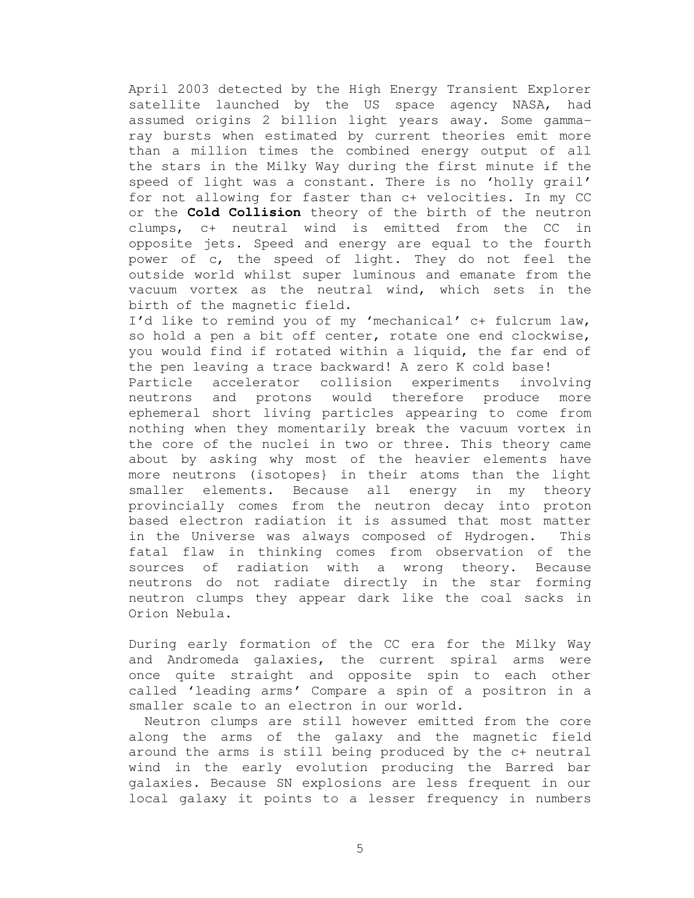April 2003 detected by the High Energy Transient Explorer satellite launched by the US space agency NASA, had assumed origins 2 billion light years away. Some gamma-ray bursts when estimated by current theories emit more than a million times the combined energy output of all the stars in the Milky Way during the first minute if the speed of light was a constant. There is no 'holly grail' for not allowing for faster than c+ velocities. In my CC or the **Cold Collision** theory of the birth of the neutron clumps, c+ neutral wind is emitted from the CC in opposite jets. Speed and energy are equal to the fourth power of c, the speed of light. They do not feel the outside world whilst super luminous and emanate from the vacuum vortex as the neutral wind, which sets in the birth of the magnetic field.

I'd like to remind you of my 'mechanical' c+ fulcrum law, so hold a pen a bit off center, rotate one end clockwise, you would find if rotated within a liquid, the far end of the pen leaving a trace backward! A zero K cold base!

Particle accelerator collision experiments involving neutrons and protons would therefore produce more ephemeral short living particles appearing to come from nothing when they momentarily break the vacuum vortex in the core of the nuclei in two or three. This theory came about by asking why most of the heavier elements have more neutrons (isotopes} in their atoms than the light smaller elements. Because all energy in my theory provincially comes from the neutron decay into proton based electron radiation it is assumed that most matter in the Universe was always composed of Hydrogen. This fatal flaw in thinking comes from observation of the sources of radiation with a wrong theory. Because neutrons do not radiate directly in the star forming neutron clumps they appear dark like the coal sacks in Orion Nebula.

During early formation of the CC era for the Milky Way and Andromeda galaxies, the current spiral arms were once quite straight and opposite spin to each other called 'leading arms' Compare a spin of a positron in a smaller scale to an electron in our world.

Neutron clumps are still however emitted from the core along the arms of the galaxy and the magnetic field around the arms is still being produced by the c+ neutral wind in the early evolution producing the Barred bar galaxies. Because SN explosions are less frequent in our local galaxy it points to a lesser frequency in numbers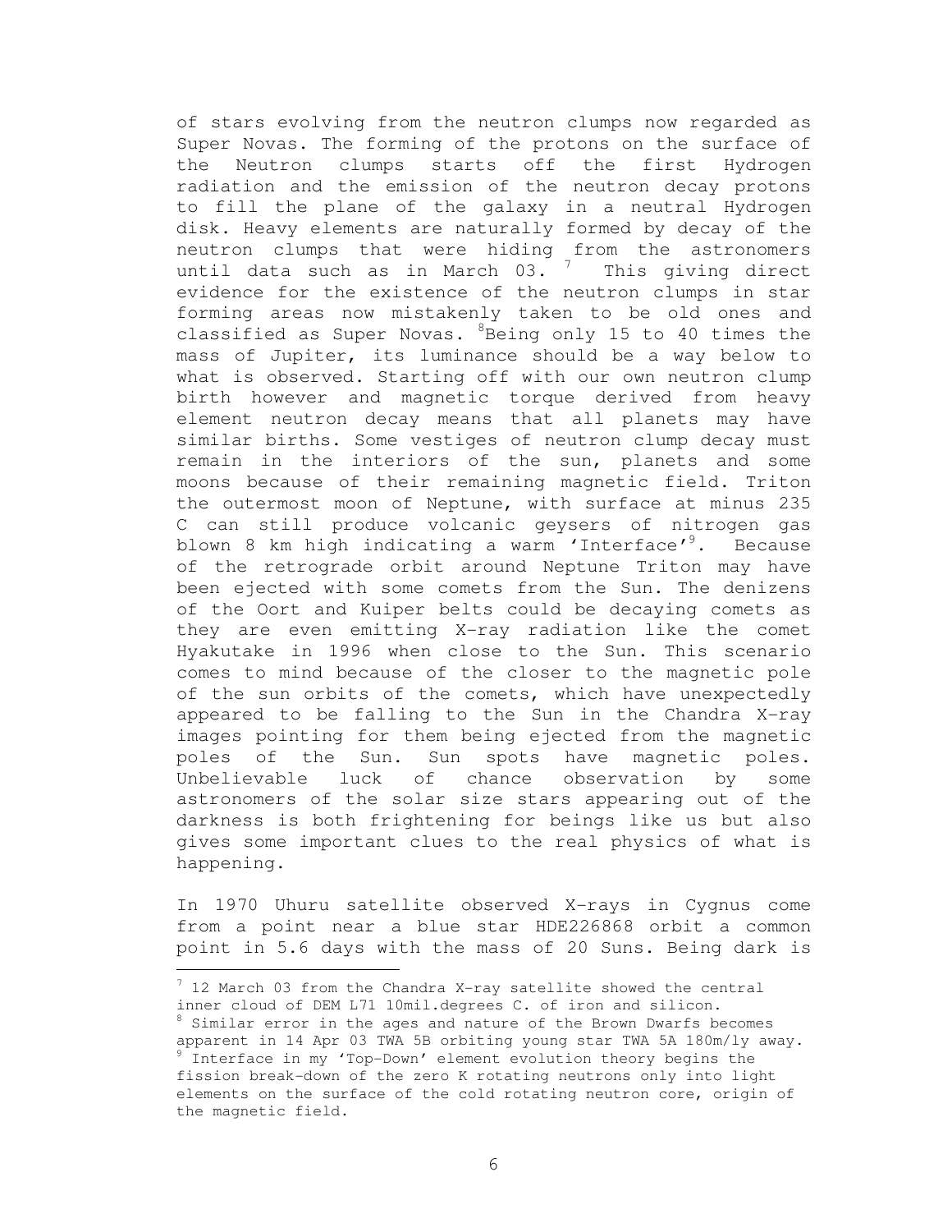of stars evolving from the neutron clumps now regarded as Super Novas. The forming of the protons on the surface of the Neutron clumps starts off the first Hydrogen radiation and the emission of the neutron decay protons to fill the plane of the galaxy in a neutral Hydrogen disk. Heavy elements are naturally formed by decay of the neutron clumps that were hiding from the astronomers until data such as in March 03. [7] This giving direct evidence for the existence of the neutron clumps in star forming areas now mistakenly taken to be old ones and classified as Super Novas. [8]Being only 15 to 40 times the mass of Jupiter, its luminance should be a way below to what is observed. Starting off with our own neutron clump birth however and magnetic torque derived from heavy element neutron decay means that all planets may have similar births. Some vestiges of neutron clump decay must remain in the interiors of the sun, planets and some moons because of their remaining magnetic field. Triton the outermost moon of Neptune, with surface at minus 235 C can still produce volcanic geysers of nitrogen gas blown 8 km high indicating a warm 'Interface'[9]. Because of the retrograde orbit around Neptune Triton may have been ejected with some comets from the Sun. The denizens of the Oort and Kuiper belts could be decaying comets as they are even emitting X-ray radiation like the comet Hyakutake in 1996 when close to the Sun. This scenario comes to mind because of the closer to the magnetic pole of the sun orbits of the comets, which have unexpectedly appeared to be falling to the Sun in the Chandra X-ray images pointing for them being ejected from the magnetic poles of the Sun. Sun spots have magnetic poles. Unbelievable luck of chance observation by some astronomers of the solar size stars appearing out of the darkness is both frightening for beings like us but also gives some important clues to the real physics of what is happening.

In 1970 Uhuru satellite observed X-rays in Cygnus come from a point near a blue star HDE226868 orbit a common point in 5.6 days with the mass of 20 Suns. Being dark is

---

[7] 12 March 03 from the Chandra X-ray satellite showed the central inner cloud of DEM L71 10mil.degrees C. of iron and silicon.

[8] Similar error in the ages and nature of the Brown Dwarfs becomes apparent in 14 Apr 03 TWA 5B orbiting young star TWA 5A 180m/ly away.

[9] Interface in my 'Top-Down' element evolution theory begins the fission break-down of the zero K rotating neutrons only into light elements on the surface of the cold rotating neutron core, origin of the magnetic field.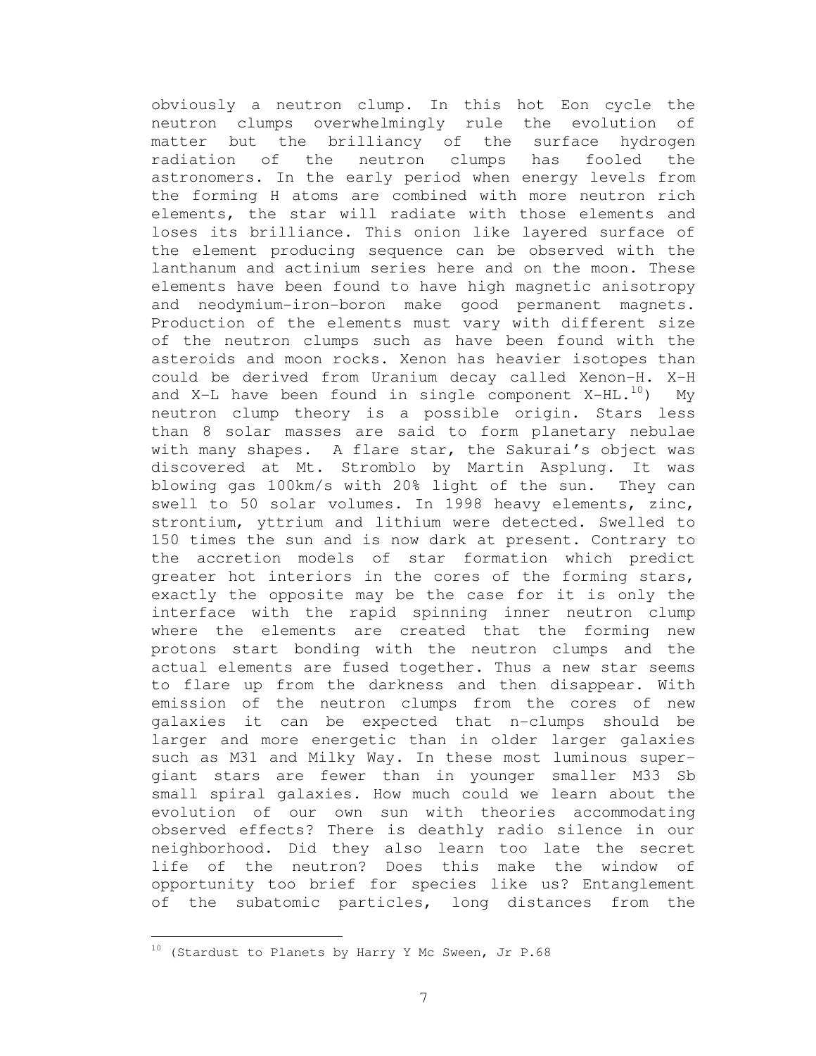obviously a neutron clump. In this hot Eon cycle the neutron clumps overwhelmingly rule the evolution of matter but the brilliancy of the surface hydrogen radiation of the neutron clumps has fooled the astronomers. In the early period when energy levels from the forming H atoms are combined with more neutron rich elements, the star will radiate with those elements and loses its brilliance. This onion like layered surface of the element producing sequence can be observed with the lanthanum and actinium series here and on the moon. These elements have been found to have high magnetic anisotropy and neodymium-iron-boron make good permanent magnets. Production of the elements must vary with different size of the neutron clumps such as have been found with the asteroids and moon rocks. Xenon has heavier isotopes than could be derived from Uranium decay called Xenon-H. X-H and X-L have been found in single component X-HL.[10]) My neutron clump theory is a possible origin. Stars less than 8 solar masses are said to form planetary nebulae with many shapes. A flare star, the Sakurai's object was discovered at Mt. Stromblo by Martin Asplung. It was blowing gas 100km/s with 20% light of the sun. They can swell to 50 solar volumes. In 1998 heavy elements, zinc, strontium, yttrium and lithium were detected. Swelled to 150 times the sun and is now dark at present. Contrary to the accretion models of star formation which predict greater hot interiors in the cores of the forming stars, exactly the opposite may be the case for it is only the interface with the rapid spinning inner neutron clump where the elements are created that the forming new protons start bonding with the neutron clumps and the actual elements are fused together. Thus a new star seems to flare up from the darkness and then disappear. With emission of the neutron clumps from the cores of new galaxies it can be expected that n-clumps should be larger and more energetic than in older larger galaxies such as M31 and Milky Way. In these most luminous super-giant stars are fewer than in younger smaller M33 Sb small spiral galaxies. How much could we learn about the evolution of our own sun with theories accommodating observed effects? There is deathly radio silence in our neighborhood. Did they also learn too late the secret life of the neutron? Does this make the window of opportunity too brief for species like us? Entanglement of the subatomic particles, long distances from the

[10] (Stardust to Planets by Harry Y Mc Sween, Jr P.68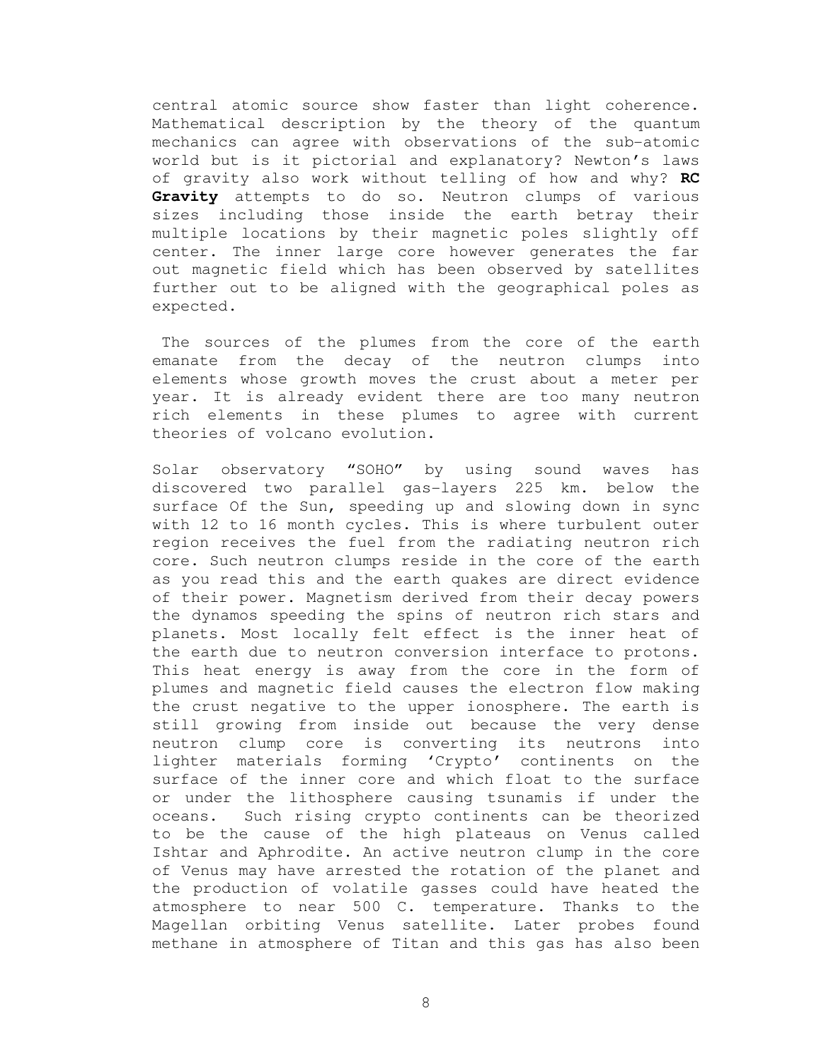central atomic source show faster than light coherence. Mathematical description by the theory of the quantum mechanics can agree with observations of the sub-atomic world but is it pictorial and explanatory? Newton's laws of gravity also work without telling of how and why? **RC Gravity** attempts to do so. Neutron clumps of various sizes including those inside the earth betray their multiple locations by their magnetic poles slightly off center. The inner large core however generates the far out magnetic field which has been observed by satellites further out to be aligned with the geographical poles as expected.

The sources of the plumes from the core of the earth emanate from the decay of the neutron clumps into elements whose growth moves the crust about a meter per year. It is already evident there are too many neutron rich elements in these plumes to agree with current theories of volcano evolution.

Solar observatory "SOHO" by using sound waves has discovered two parallel gas-layers 225 km. below the surface Of the Sun, speeding up and slowing down in sync with 12 to 16 month cycles. This is where turbulent outer region receives the fuel from the radiating neutron rich core. Such neutron clumps reside in the core of the earth as you read this and the earth quakes are direct evidence of their power. Magnetism derived from their decay powers the dynamos speeding the spins of neutron rich stars and planets. Most locally felt effect is the inner heat of the earth due to neutron conversion interface to protons. This heat energy is away from the core in the form of plumes and magnetic field causes the electron flow making the crust negative to the upper ionosphere. The earth is still growing from inside out because the very dense neutron clump core is converting its neutrons into lighter materials forming 'Crypto' continents on the surface of the inner core and which float to the surface or under the lithosphere causing tsunamis if under the oceans. Such rising crypto continents can be theorized to be the cause of the high plateaus on Venus called Ishtar and Aphrodite. An active neutron clump in the core of Venus may have arrested the rotation of the planet and the production of volatile gasses could have heated the atmosphere to near 500 C. temperature. Thanks to the Magellan orbiting Venus satellite. Later probes found methane in atmosphere of Titan and this gas has also been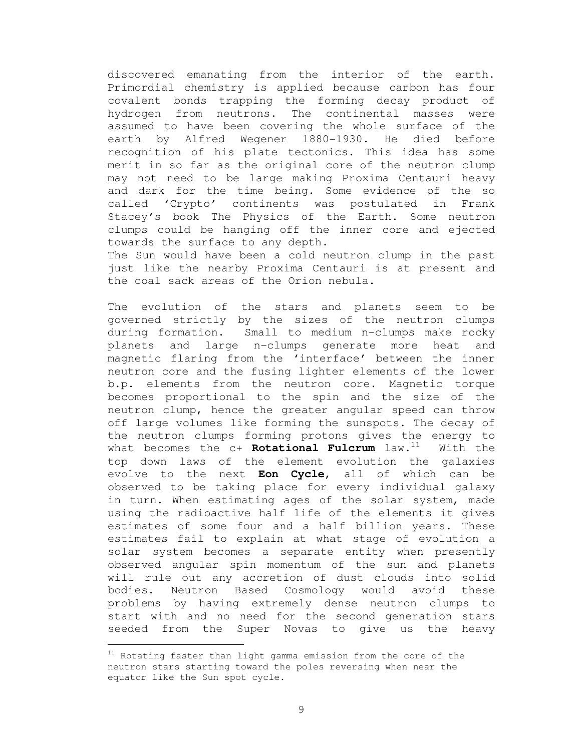discovered emanating from the interior of the earth. Primordial chemistry is applied because carbon has four covalent bonds trapping the forming decay product of hydrogen from neutrons. The continental masses were assumed to have been covering the whole surface of the earth by Alfred Wegener 1880-1930. He died before recognition of his plate tectonics. This idea has some merit in so far as the original core of the neutron clump may not need to be large making Proxima Centauri heavy and dark for the time being. Some evidence of the so called 'Crypto' continents was postulated in Frank Stacey's book The Physics of the Earth. Some neutron clumps could be hanging off the inner core and ejected towards the surface to any depth.
The Sun would have been a cold neutron clump in the past just like the nearby Proxima Centauri is at present and the coal sack areas of the Orion nebula.

The evolution of the stars and planets seem to be governed strictly by the sizes of the neutron clumps during formation. Small to medium n-clumps make rocky planets and large n-clumps generate more heat and magnetic flaring from the 'interface' between the inner neutron core and the fusing lighter elements of the lower b.p. elements from the neutron core. Magnetic torque becomes proportional to the spin and the size of the neutron clump, hence the greater angular speed can throw off large volumes like forming the sunspots. The decay of the neutron clumps forming protons gives the energy to what becomes the c+ **Rotational Fulcrum** law.[11] With the top down laws of the element evolution the galaxies evolve to the next **Eon Cycle**, all of which can be observed to be taking place for every individual galaxy in turn. When estimating ages of the solar system, made using the radioactive half life of the elements it gives estimates of some four and a half billion years. These estimates fail to explain at what stage of evolution a solar system becomes a separate entity when presently observed angular spin momentum of the sun and planets will rule out any accretion of dust clouds into solid bodies. Neutron Based Cosmology would avoid these problems by having extremely dense neutron clumps to start with and no need for the second generation stars seeded from the Super Novas to give us the heavy

[11] Rotating faster than light gamma emission from the core of the neutron stars starting toward the poles reversing when near the equator like the Sun spot cycle.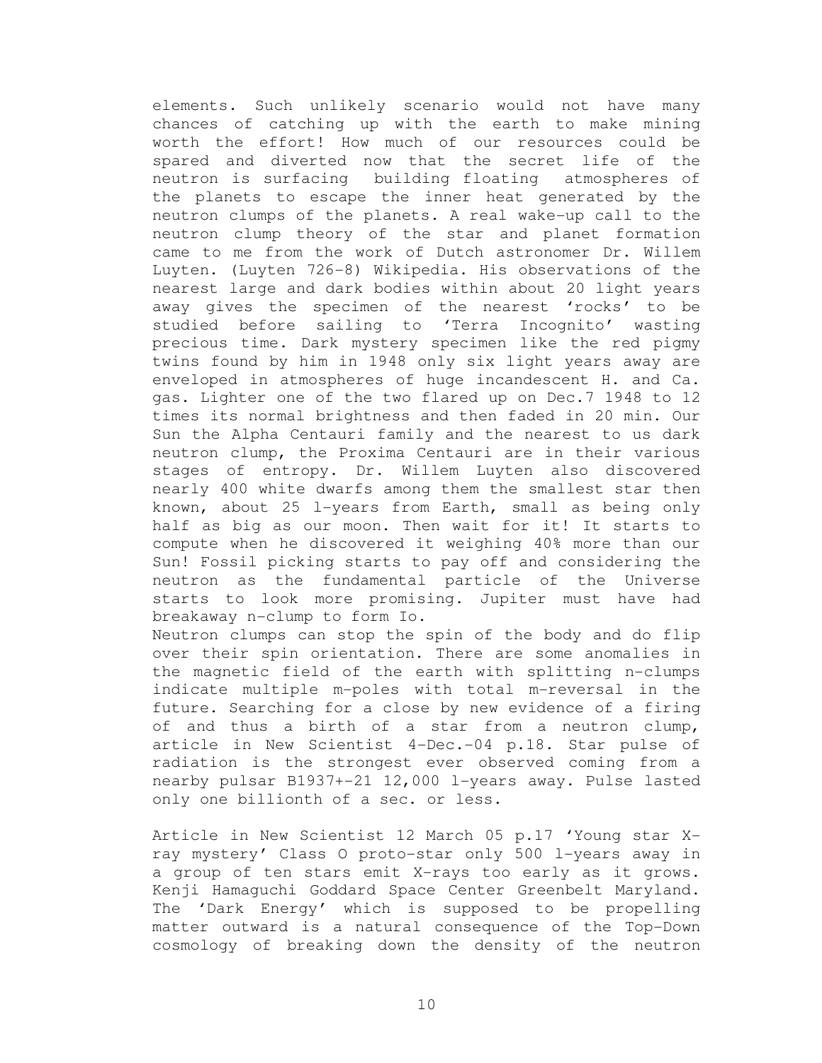elements. Such unlikely scenario would not have many chances of catching up with the earth to make mining worth the effort! How much of our resources could be spared and diverted now that the secret life of the neutron is surfacing building floating atmospheres of the planets to escape the inner heat generated by the neutron clumps of the planets. A real wake-up call to the neutron clump theory of the star and planet formation came to me from the work of Dutch astronomer Dr. Willem Luyten. (Luyten 726-8) Wikipedia. His observations of the nearest large and dark bodies within about 20 light years away gives the specimen of the nearest 'rocks' to be studied before sailing to 'Terra Incognito' wasting precious time. Dark mystery specimen like the red pigmy twins found by him in 1948 only six light years away are enveloped in atmospheres of huge incandescent H. and Ca. gas. Lighter one of the two flared up on Dec.7 1948 to 12 times its normal brightness and then faded in 20 min. Our Sun the Alpha Centauri family and the nearest to us dark neutron clump, the Proxima Centauri are in their various stages of entropy. Dr. Willem Luyten also discovered nearly 400 white dwarfs among them the smallest star then known, about 25 l-years from Earth, small as being only half as big as our moon. Then wait for it! It starts to compute when he discovered it weighing 40% more than our Sun! Fossil picking starts to pay off and considering the neutron as the fundamental particle of the Universe starts to look more promising. Jupiter must have had breakaway n-clump to form Io.
Neutron clumps can stop the spin of the body and do flip over their spin orientation. There are some anomalies in the magnetic field of the earth with splitting n-clumps indicate multiple m-poles with total m-reversal in the future. Searching for a close by new evidence of a firing of and thus a birth of a star from a neutron clump, article in New Scientist 4-Dec.-04 p.18. Star pulse of radiation is the strongest ever observed coming from a nearby pulsar B1937+-21 12,000 l-years away. Pulse lasted only one billionth of a sec. or less.

Article in New Scientist 12 March 05 p.17 'Young star X-ray mystery' Class O proto-star only 500 l-years away in a group of ten stars emit X-rays too early as it grows. Kenji Hamaguchi Goddard Space Center Greenbelt Maryland. The 'Dark Energy' which is supposed to be propelling matter outward is a natural consequence of the Top-Down cosmology of breaking down the density of the neutron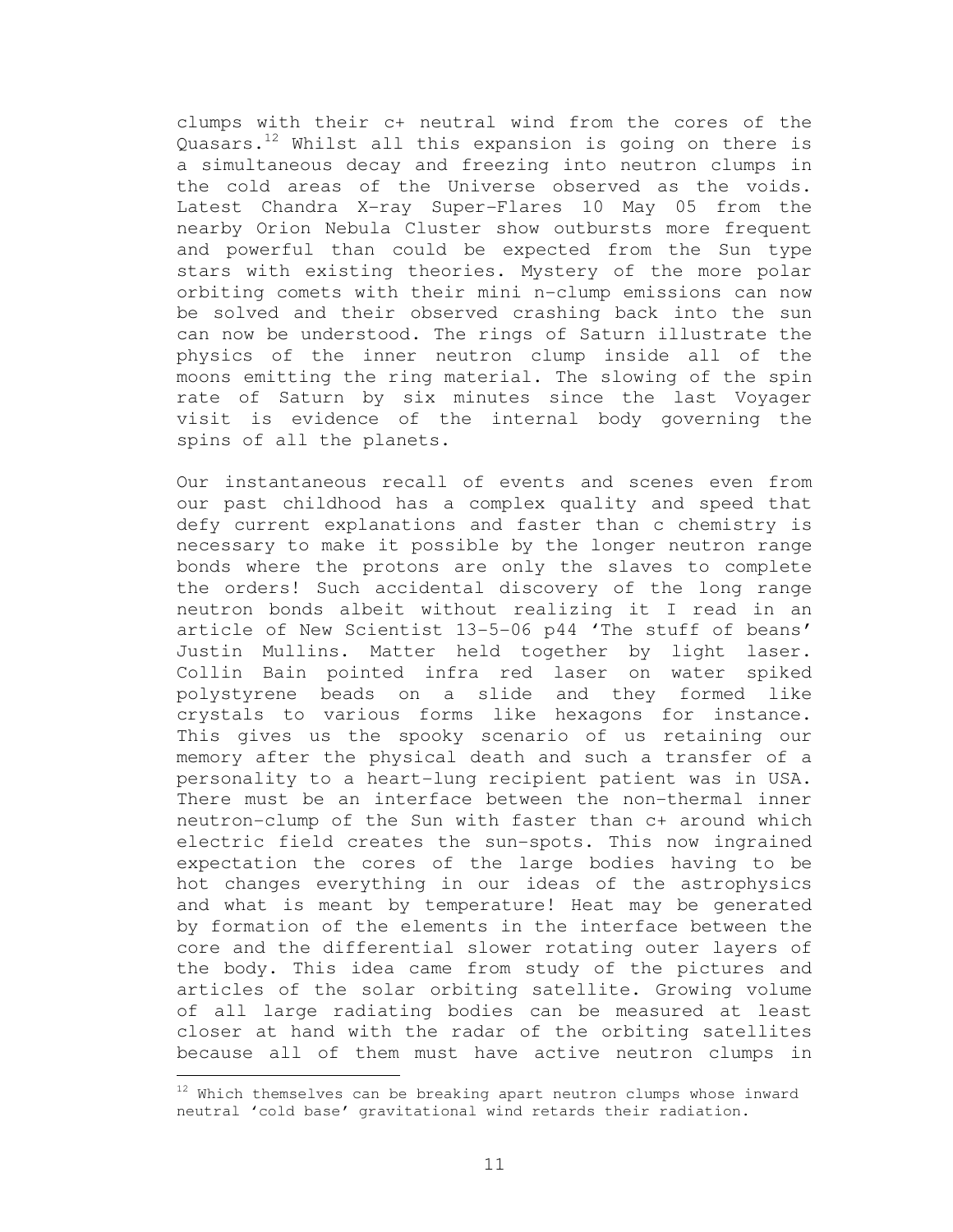clumps with their c+ neutral wind from the cores of the Quasars.[12] Whilst all this expansion is going on there is a simultaneous decay and freezing into neutron clumps in the cold areas of the Universe observed as the voids. Latest Chandra X-ray Super-Flares 10 May 05 from the nearby Orion Nebula Cluster show outbursts more frequent and powerful than could be expected from the Sun type stars with existing theories. Mystery of the more polar orbiting comets with their mini n-clump emissions can now be solved and their observed crashing back into the sun can now be understood. The rings of Saturn illustrate the physics of the inner neutron clump inside all of the moons emitting the ring material. The slowing of the spin rate of Saturn by six minutes since the last Voyager visit is evidence of the internal body governing the spins of all the planets.

Our instantaneous recall of events and scenes even from our past childhood has a complex quality and speed that defy current explanations and faster than c chemistry is necessary to make it possible by the longer neutron range bonds where the protons are only the slaves to complete the orders! Such accidental discovery of the long range neutron bonds albeit without realizing it I read in an article of New Scientist 13-5-06 p44 'The stuff of beans' Justin Mullins. Matter held together by light laser. Collin Bain pointed infra red laser on water spiked polystyrene beads on a slide and they formed like crystals to various forms like hexagons for instance. This gives us the spooky scenario of us retaining our memory after the physical death and such a transfer of a personality to a heart-lung recipient patient was in USA. There must be an interface between the non-thermal inner neutron-clump of the Sun with faster than c+ around which electric field creates the sun-spots. This now ingrained expectation the cores of the large bodies having to be hot changes everything in our ideas of the astrophysics and what is meant by temperature! Heat may be generated by formation of the elements in the interface between the core and the differential slower rotating outer layers of the body. This idea came from study of the pictures and articles of the solar orbiting satellite. Growing volume of all large radiating bodies can be measured at least closer at hand with the radar of the orbiting satellites because all of them must have active neutron clumps in

---

[12] Which themselves can be breaking apart neutron clumps whose inward neutral 'cold base' gravitational wind retards their radiation.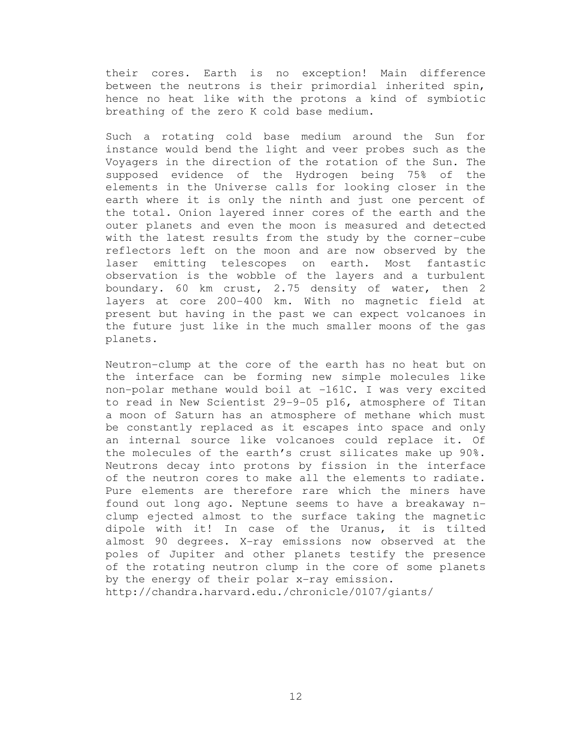their cores. Earth is no exception! Main difference between the neutrons is their primordial inherited spin, hence no heat like with the protons a kind of symbiotic breathing of the zero K cold base medium.

Such a rotating cold base medium around the Sun for instance would bend the light and veer probes such as the Voyagers in the direction of the rotation of the Sun. The supposed evidence of the Hydrogen being 75% of the elements in the Universe calls for looking closer in the earth where it is only the ninth and just one percent of the total. Onion layered inner cores of the earth and the outer planets and even the moon is measured and detected with the latest results from the study by the corner-cube reflectors left on the moon and are now observed by the laser emitting telescopes on earth. Most fantastic observation is the wobble of the layers and a turbulent boundary. 60 km crust, 2.75 density of water, then 2 layers at core 200-400 km. With no magnetic field at present but having in the past we can expect volcanoes in the future just like in the much smaller moons of the gas planets.

Neutron-clump at the core of the earth has no heat but on the interface can be forming new simple molecules like non-polar methane would boil at -161C. I was very excited to read in New Scientist 29-9-05 p16, atmosphere of Titan a moon of Saturn has an atmosphere of methane which must be constantly replaced as it escapes into space and only an internal source like volcanoes could replace it. Of the molecules of the earth's crust silicates make up 90%. Neutrons decay into protons by fission in the interface of the neutron cores to make all the elements to radiate. Pure elements are therefore rare which the miners have found out long ago. Neptune seems to have a breakaway n-clump ejected almost to the surface taking the magnetic dipole with it! In case of the Uranus, it is tilted almost 90 degrees. X-ray emissions now observed at the poles of Jupiter and other planets testify the presence of the rotating neutron clump in the core of some planets by the energy of their polar x-ray emission.
http://chandra.harvard.edu./chronicle/0107/giants/